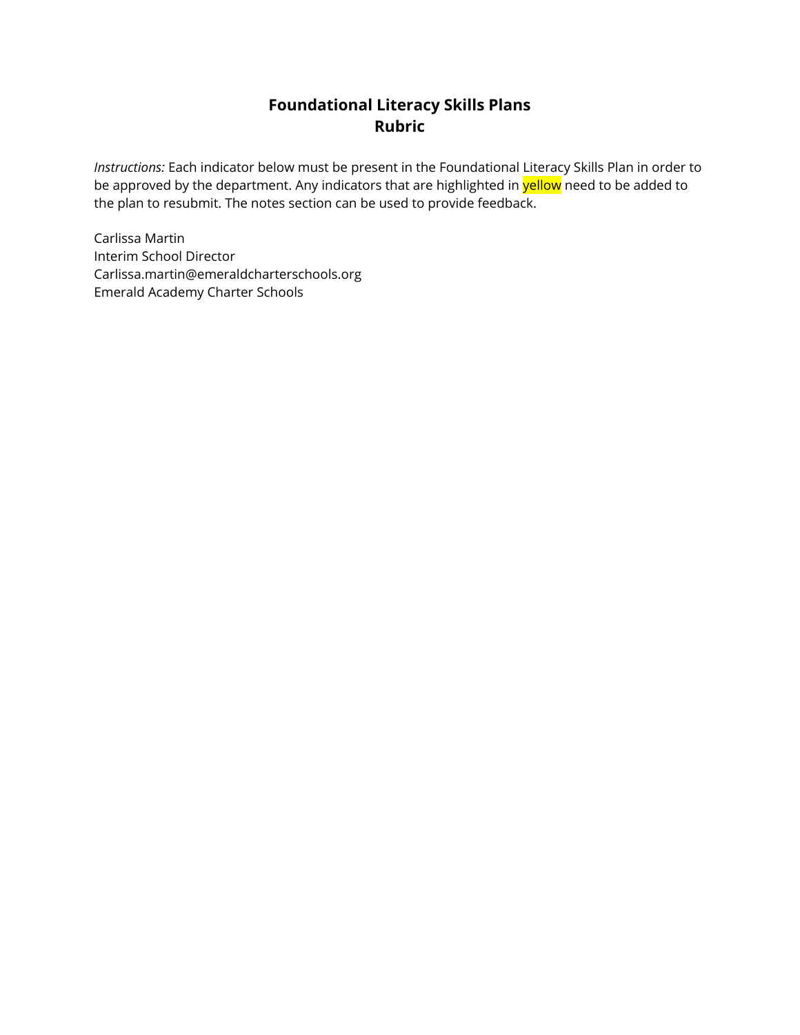# Foundational Literacy Skills Plans
# Rubric

*Instructions:* Each indicator below must be present in the Foundational Literacy Skills Plan in order to be approved by the department. Any indicators that are highlighted in yellow need to be added to the plan to resubmit. The notes section can be used to provide feedback.

Carlissa Martin
Interim School Director
Carlissa.martin@emeraldcharterschools.org
Emerald Academy Charter Schools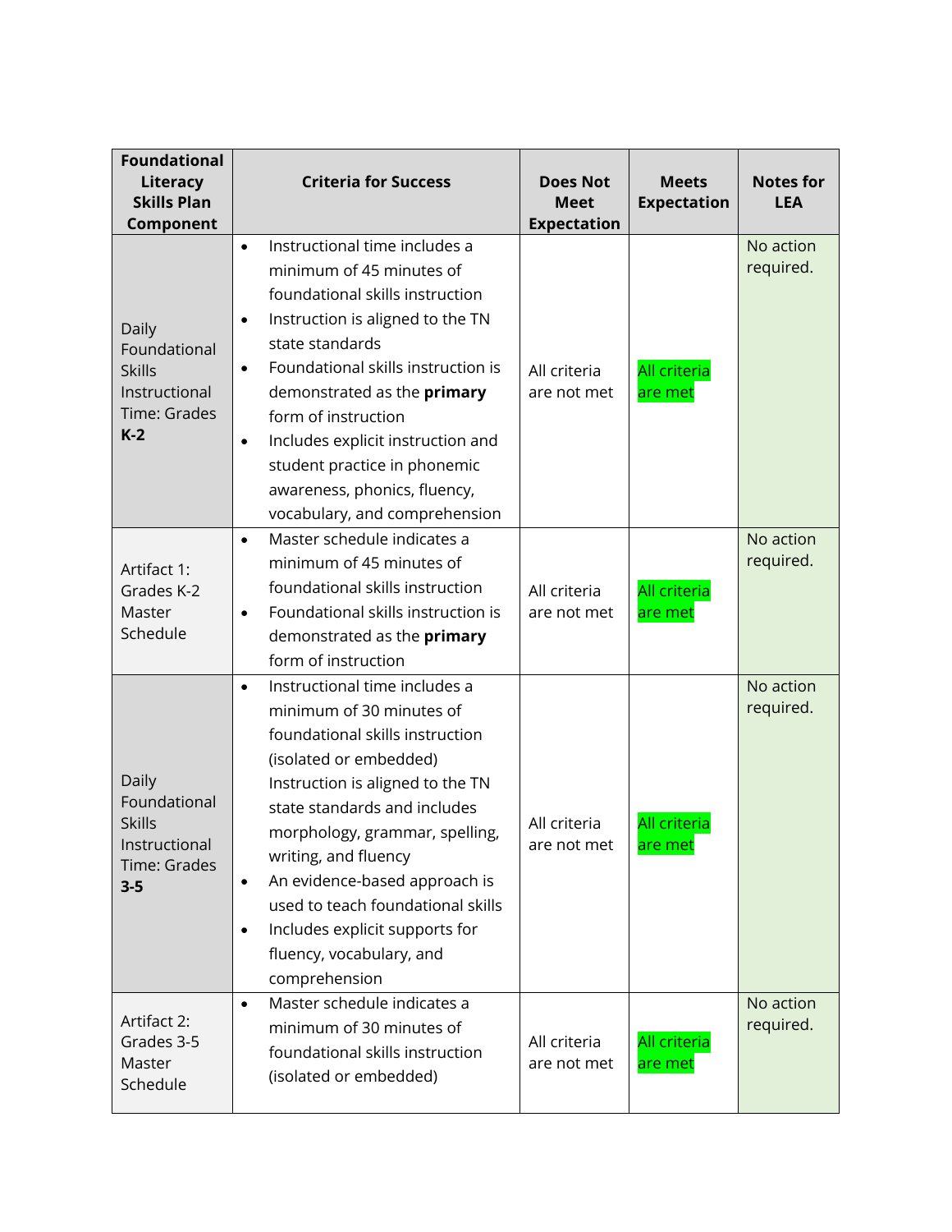| Foundational Literacy Skills Plan Component | Criteria for Success | Does Not Meet Expectation | Meets Expectation | Notes for LEA |
|---|---|---|---|---|
| Daily Foundational Skills Instructional Time: Grades **K-2** | • Instructional time includes a minimum of 45 minutes of foundational skills instruction<br>• Instruction is aligned to the TN state standards<br>• Foundational skills instruction is demonstrated as the **primary** form of instruction<br>• Includes explicit instruction and student practice in phonemic awareness, phonics, fluency, vocabulary, and comprehension | All criteria are not met | All criteria are met | No action required. |
| Artifact 1: Grades K-2 Master Schedule | • Master schedule indicates a minimum of 45 minutes of foundational skills instruction<br>• Foundational skills instruction is demonstrated as the **primary** form of instruction | All criteria are not met | All criteria are met | No action required. |
| Daily Foundational Skills Instructional Time: Grades **3-5** | • Instructional time includes a minimum of 30 minutes of foundational skills instruction (isolated or embedded) Instruction is aligned to the TN state standards and includes morphology, grammar, spelling, writing, and fluency<br>• An evidence-based approach is used to teach foundational skills<br>• Includes explicit supports for fluency, vocabulary, and comprehension | All criteria are not met | All criteria are met | No action required. |
| Artifact 2: Grades 3-5 Master Schedule | • Master schedule indicates a minimum of 30 minutes of foundational skills instruction (isolated or embedded) | All criteria are not met | All criteria are met | No action required. |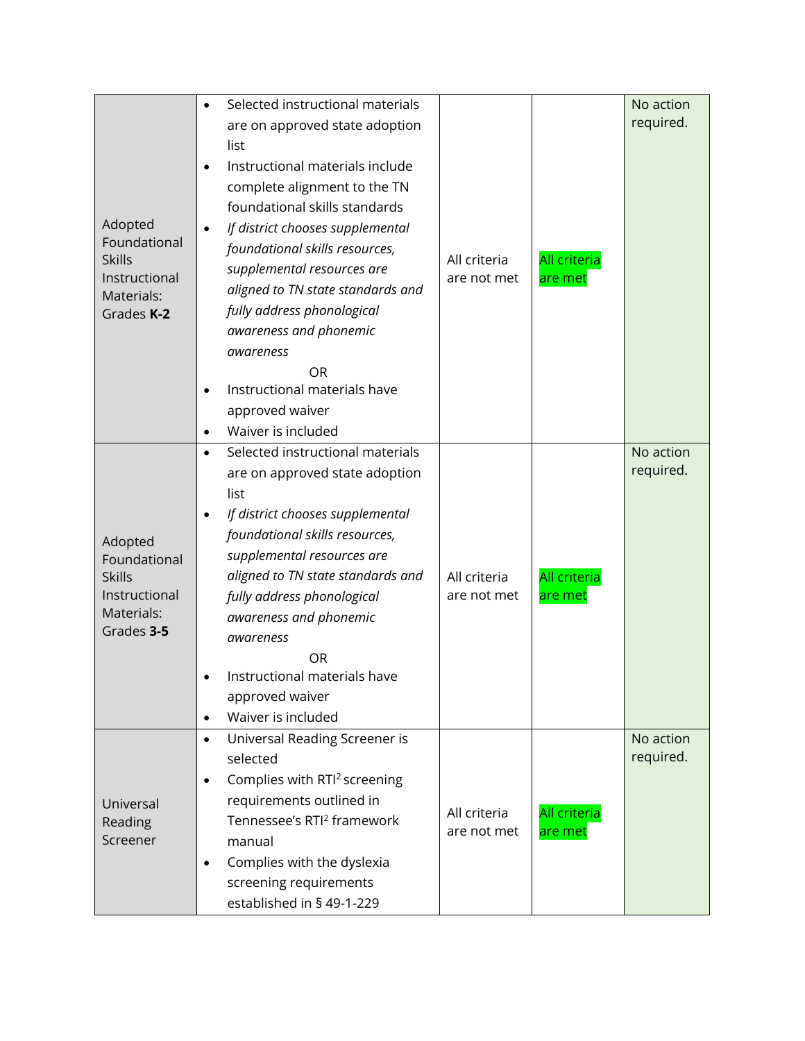| | | | | |
|---|---|---|---|---|
| Adopted Foundational Skills Instructional Materials: Grades **K-2** | • Selected instructional materials are on approved state adoption list<br>• Instructional materials include complete alignment to the TN foundational skills standards<br>• *If district chooses supplemental foundational skills resources, supplemental resources are aligned to TN state standards and fully address phonological awareness and phonemic awareness*<br>OR<br>• Instructional materials have approved waiver<br>• Waiver is included | All criteria are not met | All criteria are met | No action required. |
| Adopted Foundational Skills Instructional Materials: Grades **3-5** | • Selected instructional materials are on approved state adoption list<br>• *If district chooses supplemental foundational skills resources, supplemental resources are aligned to TN state standards and fully address phonological awareness and phonemic awareness*<br>OR<br>• Instructional materials have approved waiver<br>• Waiver is included | All criteria are not met | All criteria are met | No action required. |
| Universal Reading Screener | • Universal Reading Screener is selected<br>• Complies with RTI² screening requirements outlined in Tennessee's RTI² framework manual<br>• Complies with the dyslexia screening requirements established in § 49-1-229 | All criteria are not met | All criteria are met | No action required. |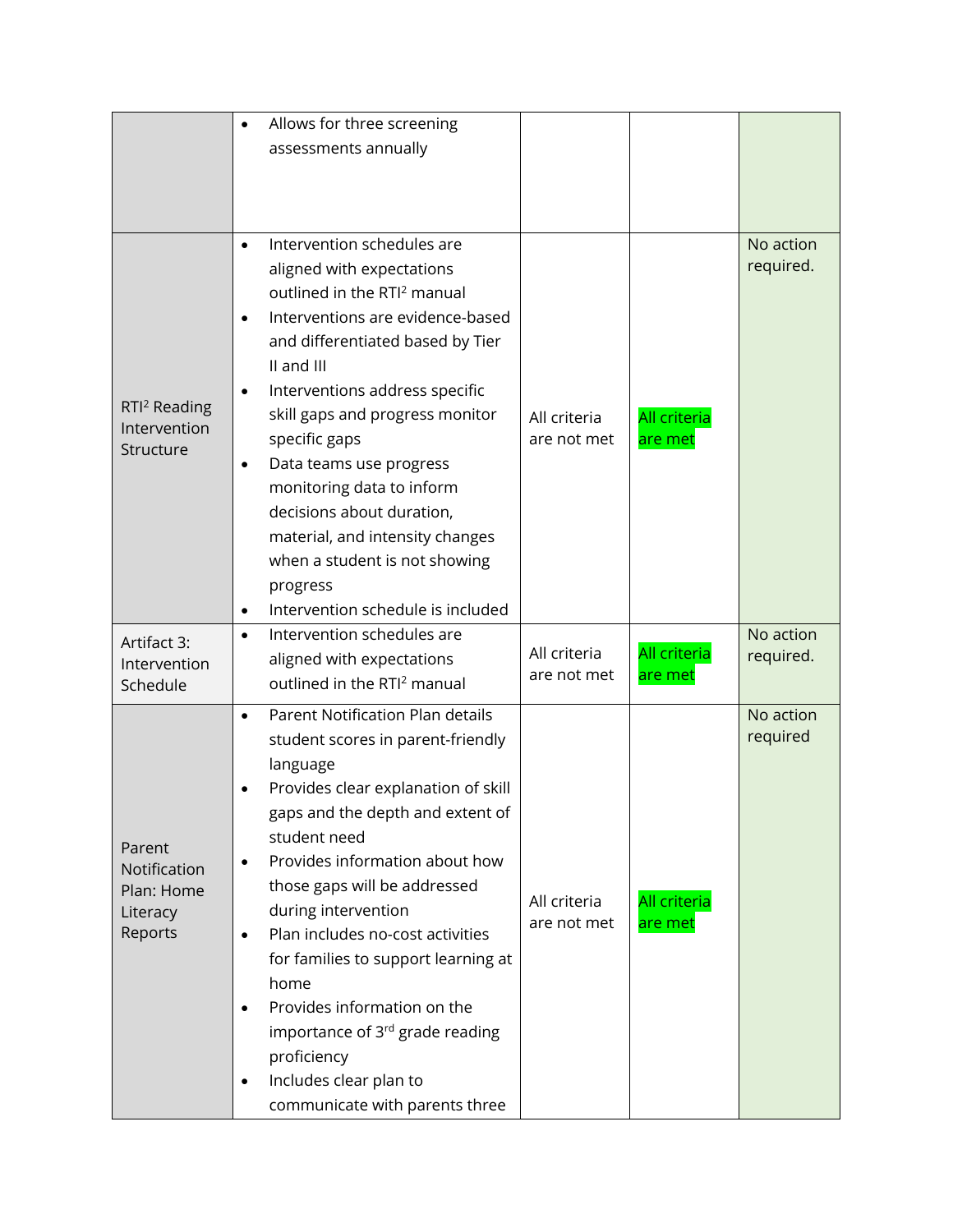| | | | | |
|---|---|---|---|---|
| | • Allows for three screening assessments annually | | | |
| RTI[2] Reading Intervention Structure | • Intervention schedules are aligned with expectations outlined in the RTI[2] manual<br>• Interventions are evidence-based and differentiated based by Tier II and III<br>• Interventions address specific skill gaps and progress monitor specific gaps<br>• Data teams use progress monitoring data to inform decisions about duration, material, and intensity changes when a student is not showing progress<br>• Intervention schedule is included | All criteria are not met | All criteria are met | No action required. |
| Artifact 3: Intervention Schedule | • Intervention schedules are aligned with expectations outlined in the RTI[2] manual | All criteria are not met | All criteria are met | No action required. |
| Parent Notification Plan: Home Literacy Reports | • Parent Notification Plan details student scores in parent-friendly language<br>• Provides clear explanation of skill gaps and the depth and extent of student need<br>• Provides information about how those gaps will be addressed during intervention<br>• Plan includes no-cost activities for families to support learning at home<br>• Provides information on the importance of 3rd grade reading proficiency<br>• Includes clear plan to communicate with parents three | All criteria are not met | All criteria are met | No action required |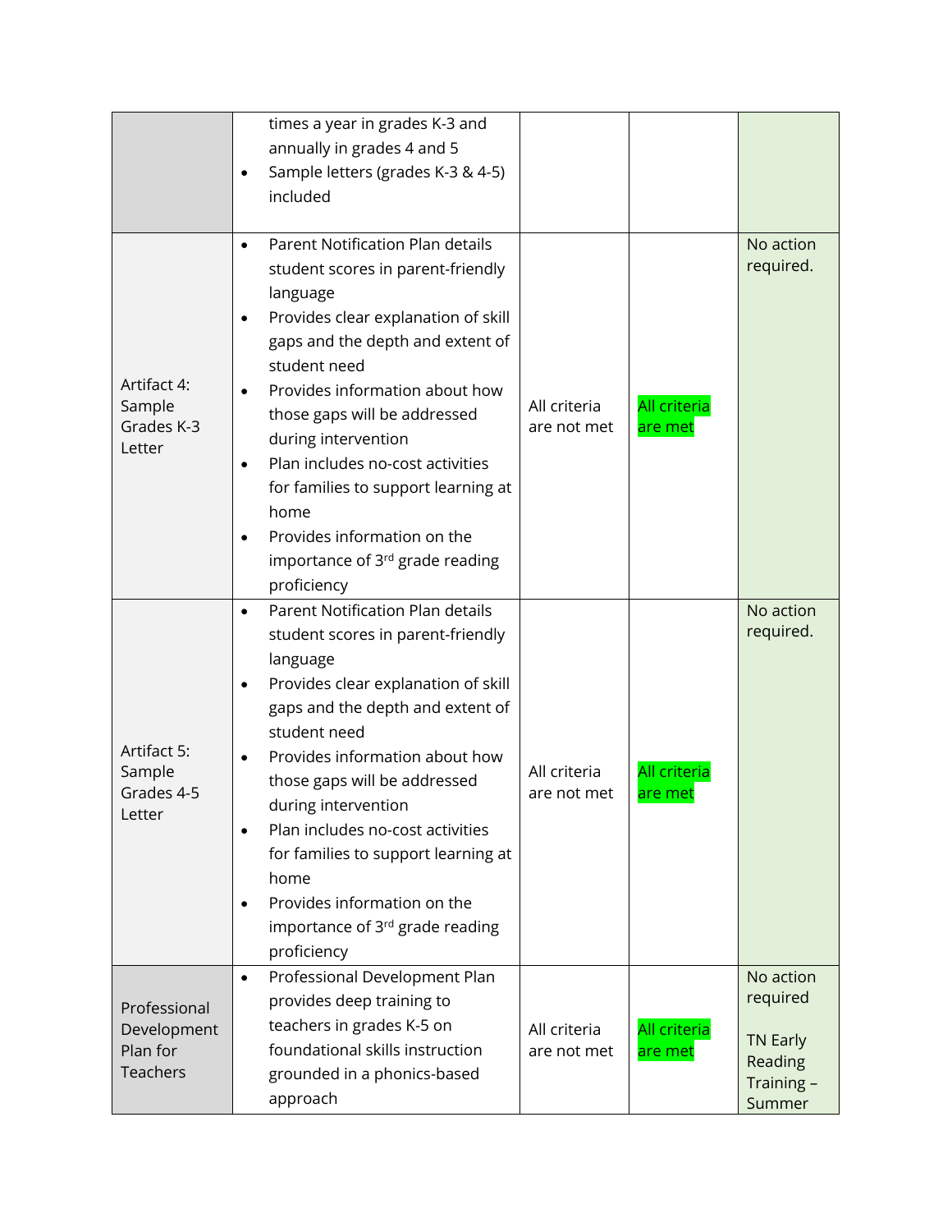| | | | | |
|---|---|---|---|---|
| | • times a year in grades K-3 and annually in grades 4 and 5<br>• Sample letters (grades K-3 & 4-5) included | | | |
| Artifact 4: Sample Grades K-3 Letter | • Parent Notification Plan details student scores in parent-friendly language<br>• Provides clear explanation of skill gaps and the depth and extent of student need<br>• Provides information about how those gaps will be addressed during intervention<br>• Plan includes no-cost activities for families to support learning at home<br>• Provides information on the importance of 3rd grade reading proficiency | All criteria are not met | All criteria are met | No action required. |
| Artifact 5: Sample Grades 4-5 Letter | • Parent Notification Plan details student scores in parent-friendly language<br>• Provides clear explanation of skill gaps and the depth and extent of student need<br>• Provides information about how those gaps will be addressed during intervention<br>• Plan includes no-cost activities for families to support learning at home<br>• Provides information on the importance of 3rd grade reading proficiency | All criteria are not met | All criteria are met | No action required. |
| Professional Development Plan for Teachers | • Professional Development Plan provides deep training to teachers in grades K-5 on foundational skills instruction grounded in a phonics-based approach | All criteria are not met | All criteria are met | No action required<br><br>TN Early Reading Training – Summer |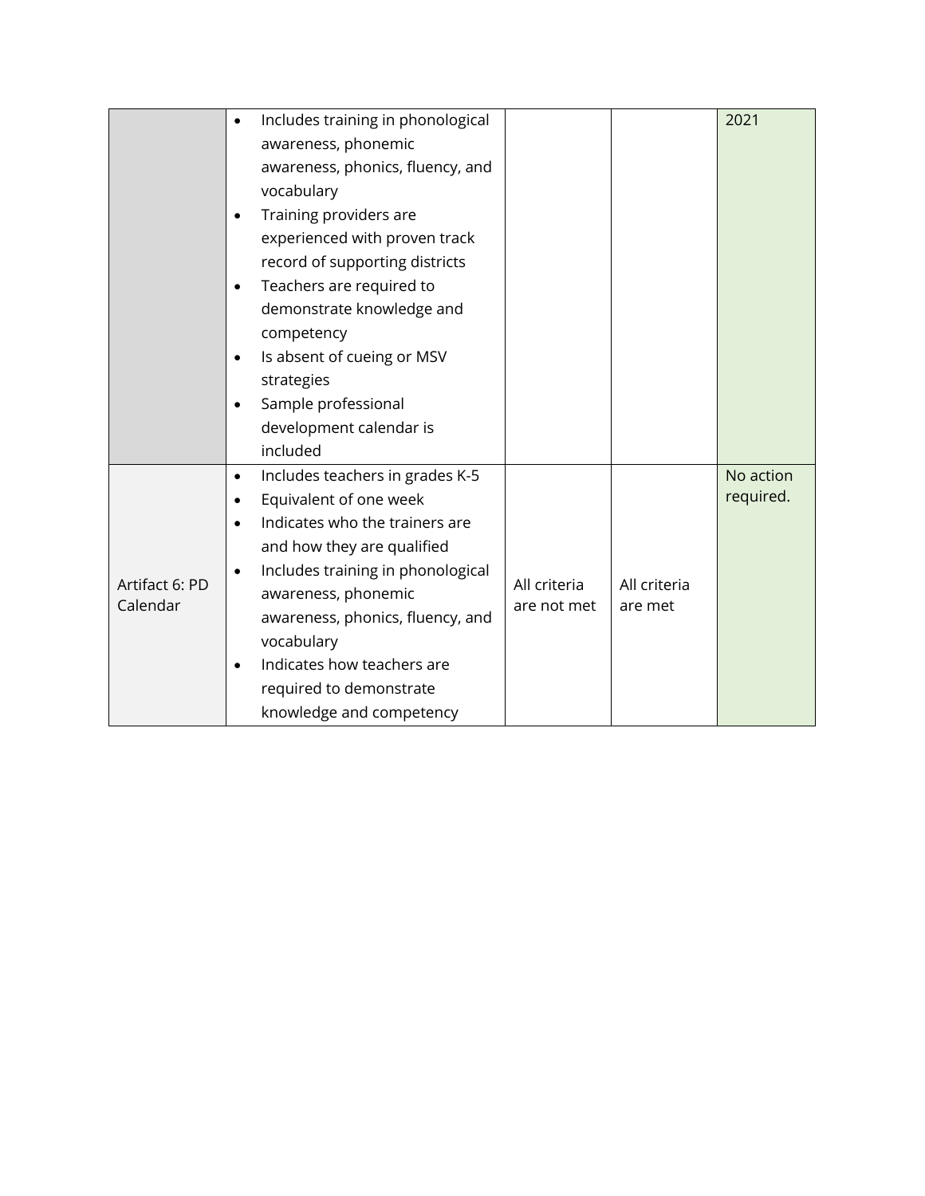| | | | | |
|---|---|---|---|---|
| | • Includes training in phonological awareness, phonemic awareness, phonics, fluency, and vocabulary<br>• Training providers are experienced with proven track record of supporting districts<br>• Teachers are required to demonstrate knowledge and competency<br>• Is absent of cueing or MSV strategies<br>• Sample professional development calendar is included | | | 2021 |
| Artifact 6: PD Calendar | • Includes teachers in grades K-5<br>• Equivalent of one week<br>• Indicates who the trainers are and how they are qualified<br>• Includes training in phonological awareness, phonemic awareness, phonics, fluency, and vocabulary<br>• Indicates how teachers are required to demonstrate knowledge and competency | All criteria are not met | All criteria are met | No action required. |